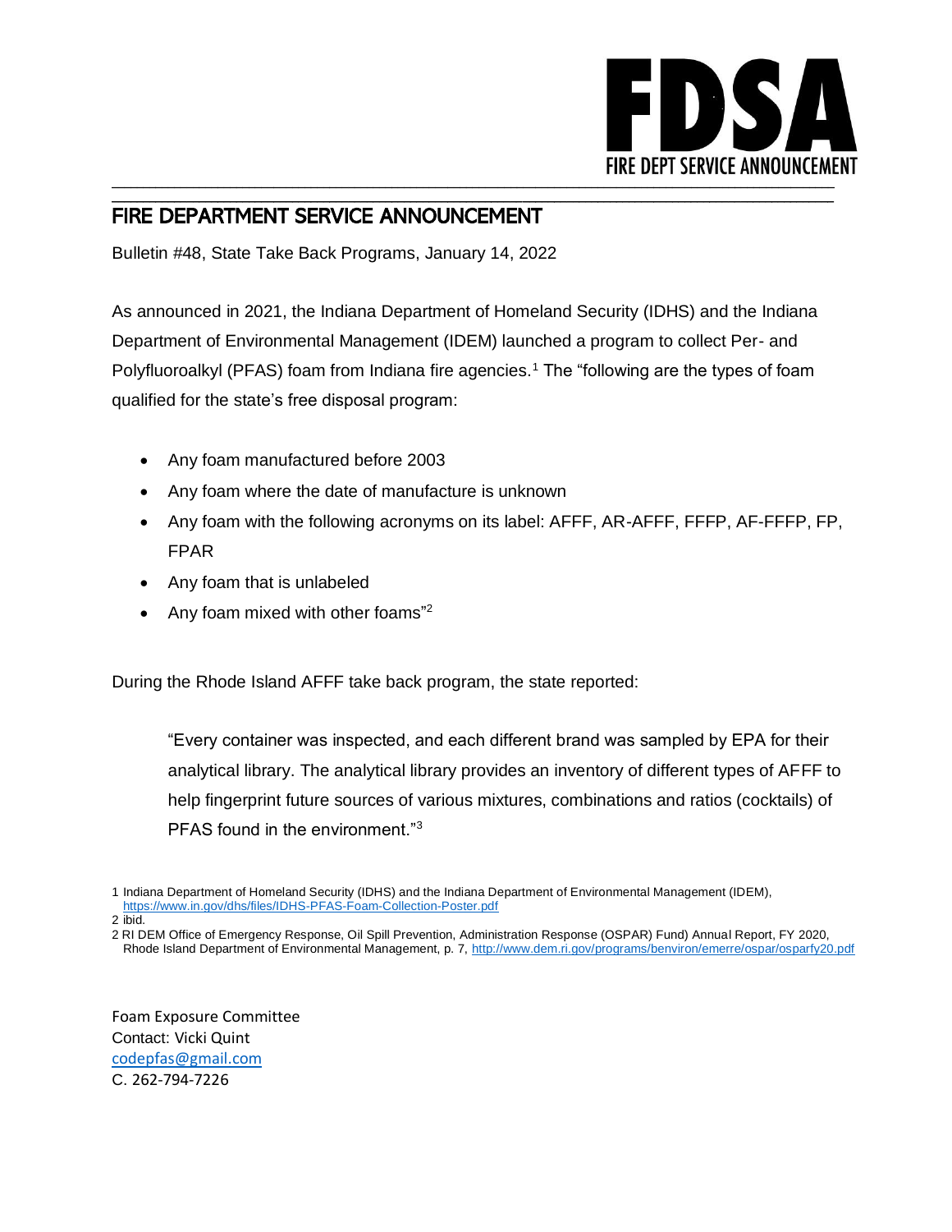# FDSA

FIRE DEPT SERVICE ANNOUNCEMENT

## FIRE DEPARTMENT SERVICE ANNOUNCEMENT

Bulletin #48, State Take Back Programs, January 14, 2022

As announced in 2021, the Indiana Department of Homeland Security (IDHS) and the Indiana Department of Environmental Management (IDEM) launched a program to collect Per- and Polyfluoroalkyl (PFAS) foam from Indiana fire agencies.[1] The "following are the types of foam qualified for the state's free disposal program:

- Any foam manufactured before 2003
- Any foam where the date of manufacture is unknown
- Any foam with the following acronyms on its label: AFFF, AR-AFFF, FFFP, AF-FFFP, FP, FPAR
- Any foam that is unlabeled
- Any foam mixed with other foams"[2]

During the Rhode Island AFFF take back program, the state reported:

> "Every container was inspected, and each different brand was sampled by EPA for their analytical library. The analytical library provides an inventory of different types of AFFF to help fingerprint future sources of various mixtures, combinations and ratios (cocktails) of PFAS found in the environment."[3]

1 Indiana Department of Homeland Security (IDHS) and the Indiana Department of Environmental Management (IDEM), https://www.in.gov/dhs/files/IDHS-PFAS-Foam-Collection-Poster.pdf

2 ibid.

2 RI DEM Office of Emergency Response, Oil Spill Prevention, Administration Response (OSPAR) Fund) Annual Report, FY 2020, Rhode Island Department of Environmental Management, p. 7, http://www.dem.ri.gov/programs/benviron/emerre/ospar/osparfy20.pdf

Foam Exposure Committee
Contact: Vicki Quint
codepfas@gmail.com
C. 262-794-7226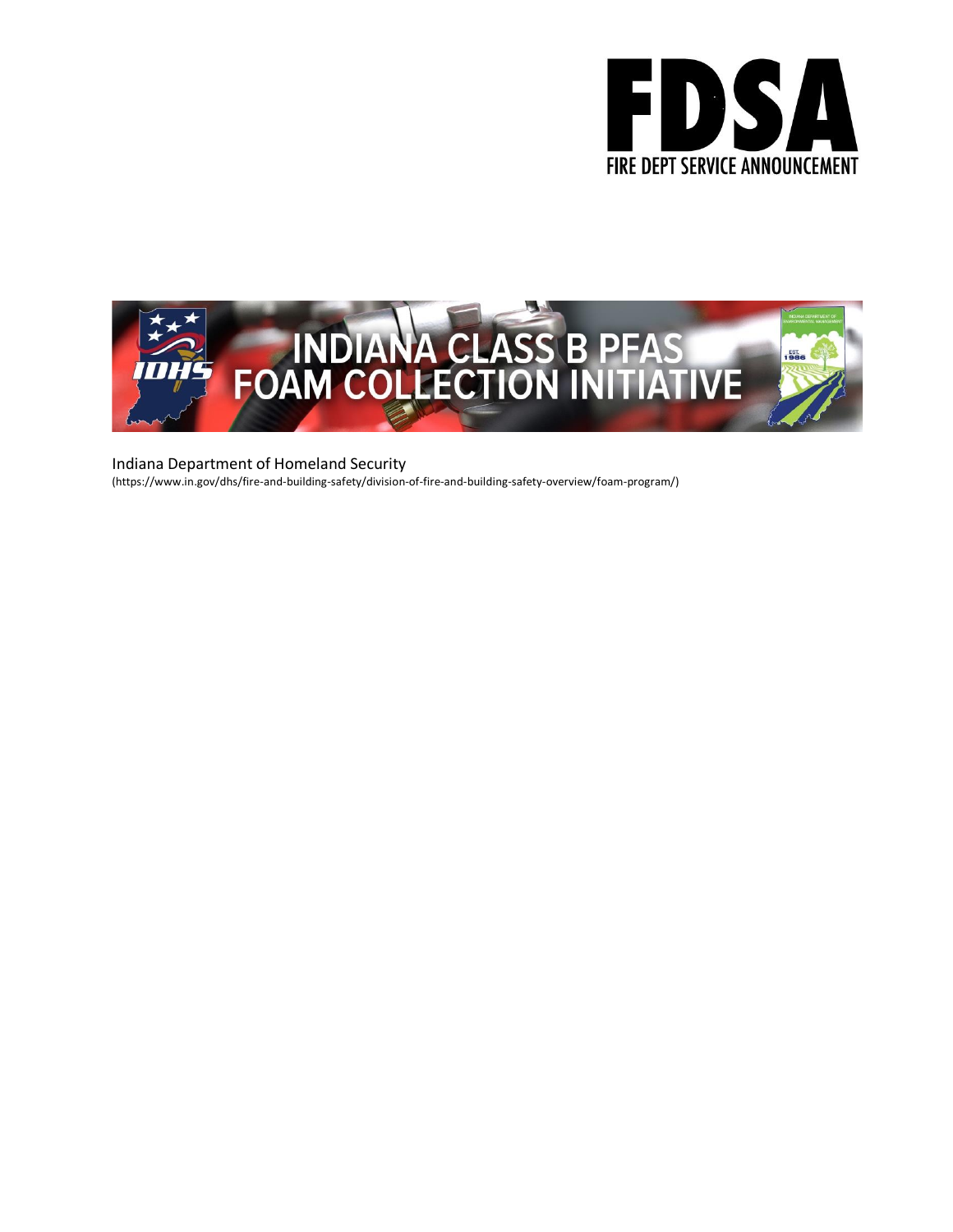# FDSA

FIRE DEPT SERVICE ANNOUNCEMENT

INDIANA CLASS B PFAS FOAM COLLECTION INITIATIVE

Indiana Department of Homeland Security
(https://www.in.gov/dhs/fire-and-building-safety/division-of-fire-and-building-safety-overview/foam-program/)